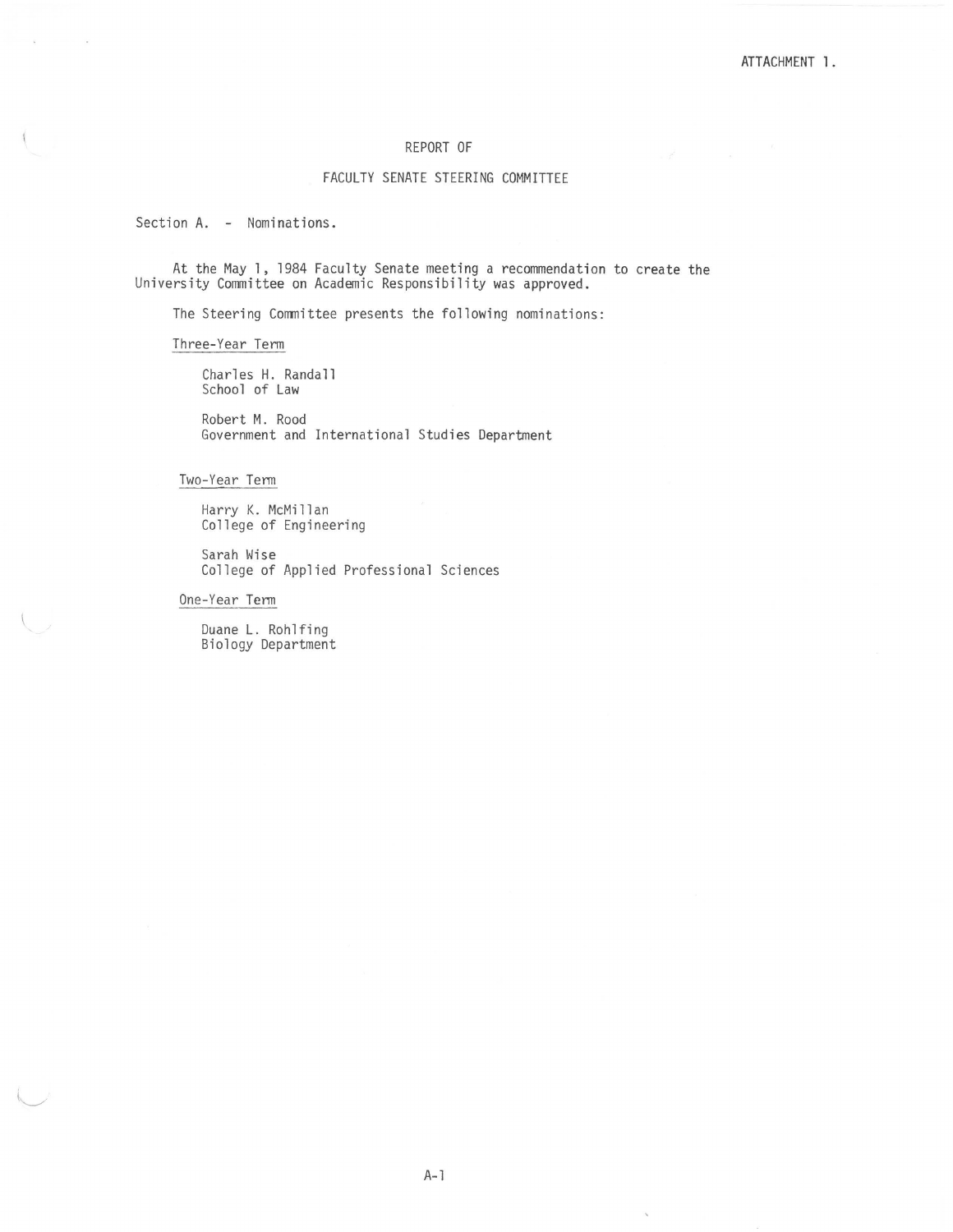ATTACHMENT 1.

# REPORT OF

# FACULTY SENATE STEERING COMMITTEE

## Section A. - Nominations.

At the May 1, 1984 Faculty Senate meeting a recommendation to create the University Committee on Academic Responsibility was approved.

The Steering Committee presents the following nominations:

<u>Three-Year Term</u>

Charles H. Randall  
School of Law

Robert M. Rood  
Government and International Studies Department

<u>Two-Year Term</u>

Harry K. McMillan  
College of Engineering

Sarah Wise  
College of Applied Professional Sciences

<u>One-Year Term</u>

Duane L. Rohlfing  
Biology Department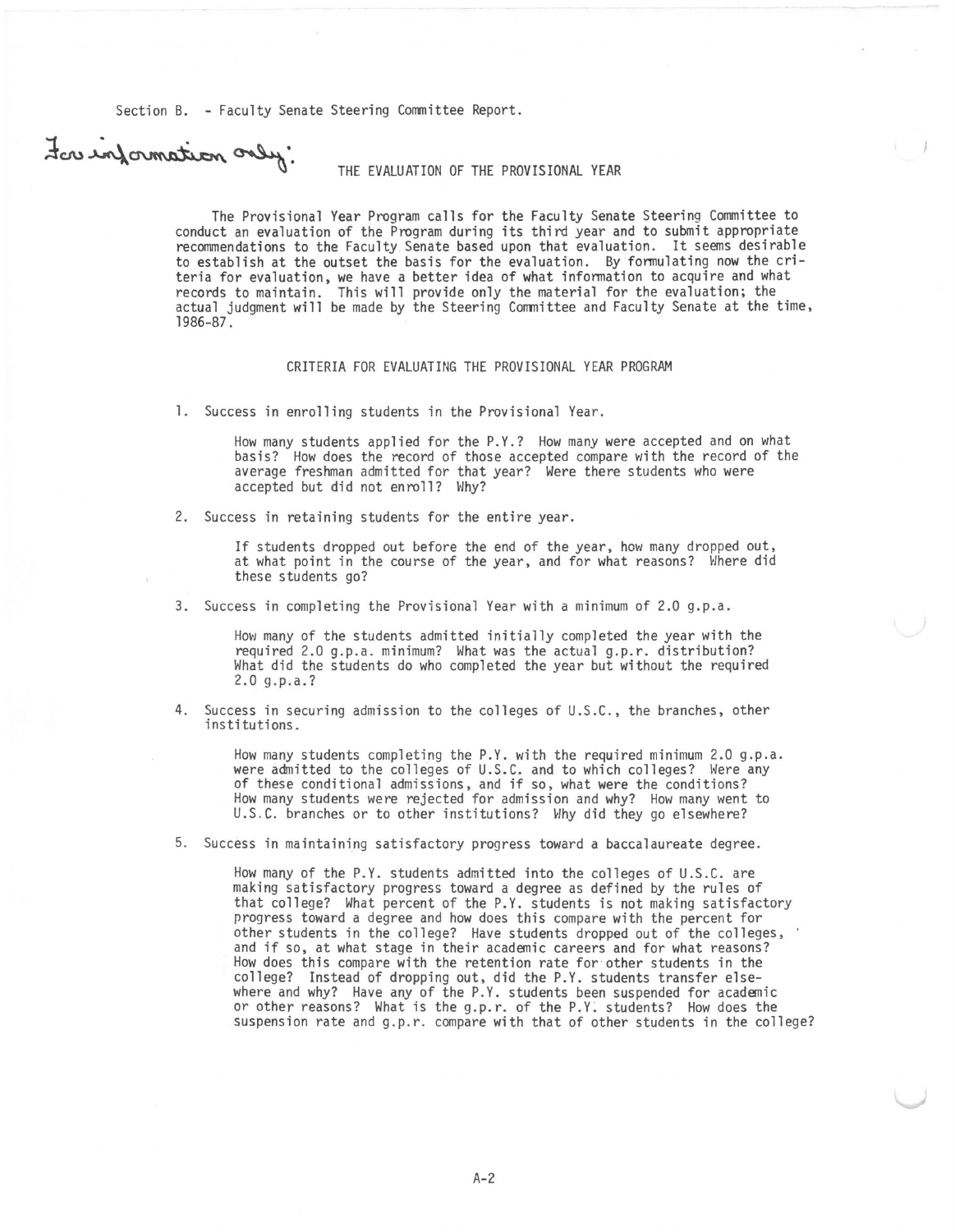Section B. - Faculty Senate Steering Committee Report.

For information only:

## THE EVALUATION OF THE PROVISIONAL YEAR

The Provisional Year Program calls for the Faculty Senate Steering Committee to conduct an evaluation of the Program during its third year and to submit appropriate recommendations to the Faculty Senate based upon that evaluation. It seems desirable to establish at the outset the basis for the evaluation. By formulating now the criteria for evaluation, we have a better idea of what information to acquire and what records to maintain. This will provide only the material for the evaluation; the actual judgment will be made by the Steering Committee and Faculty Senate at the time, 1986-87.

### CRITERIA FOR EVALUATING THE PROVISIONAL YEAR PROGRAM

1. Success in enrolling students in the Provisional Year.

   How many students applied for the P.Y.? How many were accepted and on what basis? How does the record of those accepted compare with the record of the average freshman admitted for that year? Were there students who were accepted but did not enroll? Why?

2. Success in retaining students for the entire year.

   If students dropped out before the end of the year, how many dropped out, at what point in the course of the year, and for what reasons? Where did these students go?

3. Success in completing the Provisional Year with a minimum of 2.0 g.p.a.

   How many of the students admitted initially completed the year with the required 2.0 g.p.a. minimum? What was the actual g.p.r. distribution? What did the students do who completed the year but without the required 2.0 g.p.a.?

4. Success in securing admission to the colleges of U.S.C., the branches, other institutions.

   How many students completing the P.Y. with the required minimum 2.0 g.p.a. were admitted to the colleges of U.S.C. and to which colleges? Were any of these conditional admissions, and if so, what were the conditions? How many students were rejected for admission and why? How many went to U.S.C. branches or to other institutions? Why did they go elsewhere?

5. Success in maintaining satisfactory progress toward a baccalaureate degree.

   How many of the P.Y. students admitted into the colleges of U.S.C. are making satisfactory progress toward a degree as defined by the rules of that college? What percent of the P.Y. students is not making satisfactory progress toward a degree and how does this compare with the percent for other students in the college? Have students dropped out of the colleges, and if so, at what stage in their academic careers and for what reasons? How does this compare with the retention rate for other students in the college? Instead of dropping out, did the P.Y. students transfer elsewhere and why? Have any of the P.Y. students been suspended for academic or other reasons? What is the g.p.r. of the P.Y. students? How does the suspension rate and g.p.r. compare with that of other students in the college?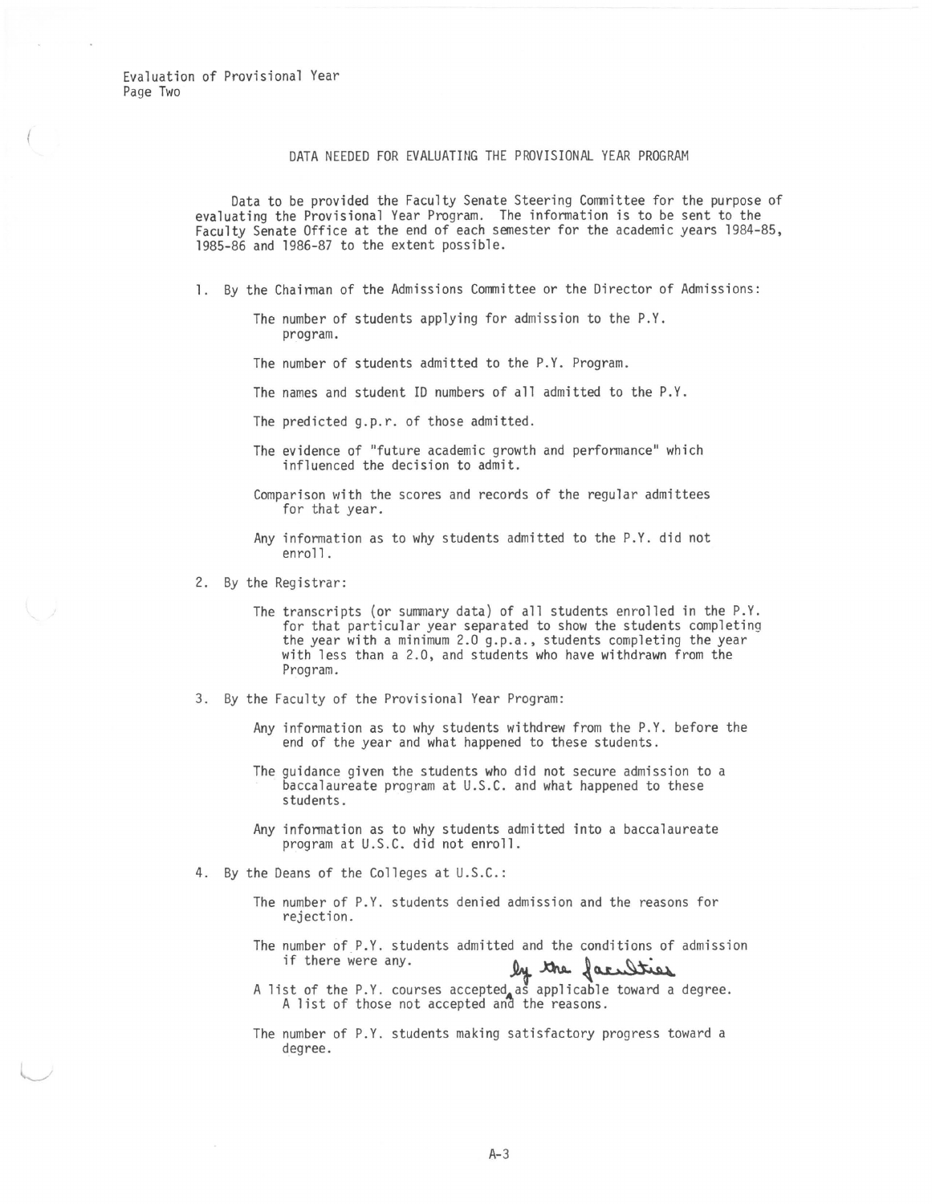Evaluation of Provisional Year
Page Two

## DATA NEEDED FOR EVALUATING THE PROVISIONAL YEAR PROGRAM

Data to be provided the Faculty Senate Steering Committee for the purpose of evaluating the Provisional Year Program. The information is to be sent to the Faculty Senate Office at the end of each semester for the academic years 1984-85, 1985-86 and 1986-87 to the extent possible.

1. By the Chairman of the Admissions Committee or the Director of Admissions:

   The number of students applying for admission to the P.Y. program.

   The number of students admitted to the P.Y. Program.

   The names and student ID numbers of all admitted to the P.Y.

   The predicted g.p.r. of those admitted.

   The evidence of "future academic growth and performance" which influenced the decision to admit.

   Comparison with the scores and records of the regular admittees for that year.

   Any information as to why students admitted to the P.Y. did not enroll.

2. By the Registrar:

   The transcripts (or summary data) of all students enrolled in the P.Y. for that particular year separated to show the students completing the year with a minimum 2.0 g.p.a., students completing the year with less than a 2.0, and students who have withdrawn from the Program.

3. By the Faculty of the Provisional Year Program:

   Any information as to why students withdrew from the P.Y. before the end of the year and what happened to these students.

   The guidance given the students who did not secure admission to a baccalaureate program at U.S.C. and what happened to these students.

   Any information as to why students admitted into a baccalaureate program at U.S.C. did not enroll.

4. By the Deans of the Colleges at U.S.C.:

   The number of P.Y. students denied admission and the reasons for rejection.

   The number of P.Y. students admitted and the conditions of admission if there were any.

   A list of the P.Y. courses accepted by the faculties as applicable toward a degree. A list of those not accepted and the reasons.

   The number of P.Y. students making satisfactory progress toward a degree.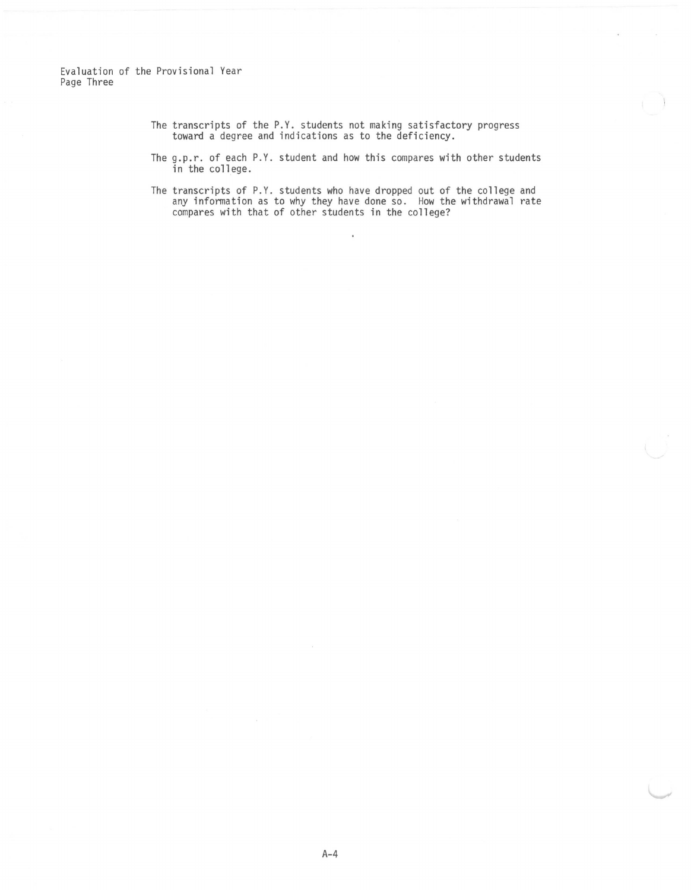The transcripts of the P.Y. students not making satisfactory progress toward a degree and indications as to the deficiency.

The g.p.r. of each P.Y. student and how this compares with other students in the college.

The transcripts of P.Y. students who have dropped out of the college and any information as to why they have done so. How the withdrawal rate compares with that of other students in the college?